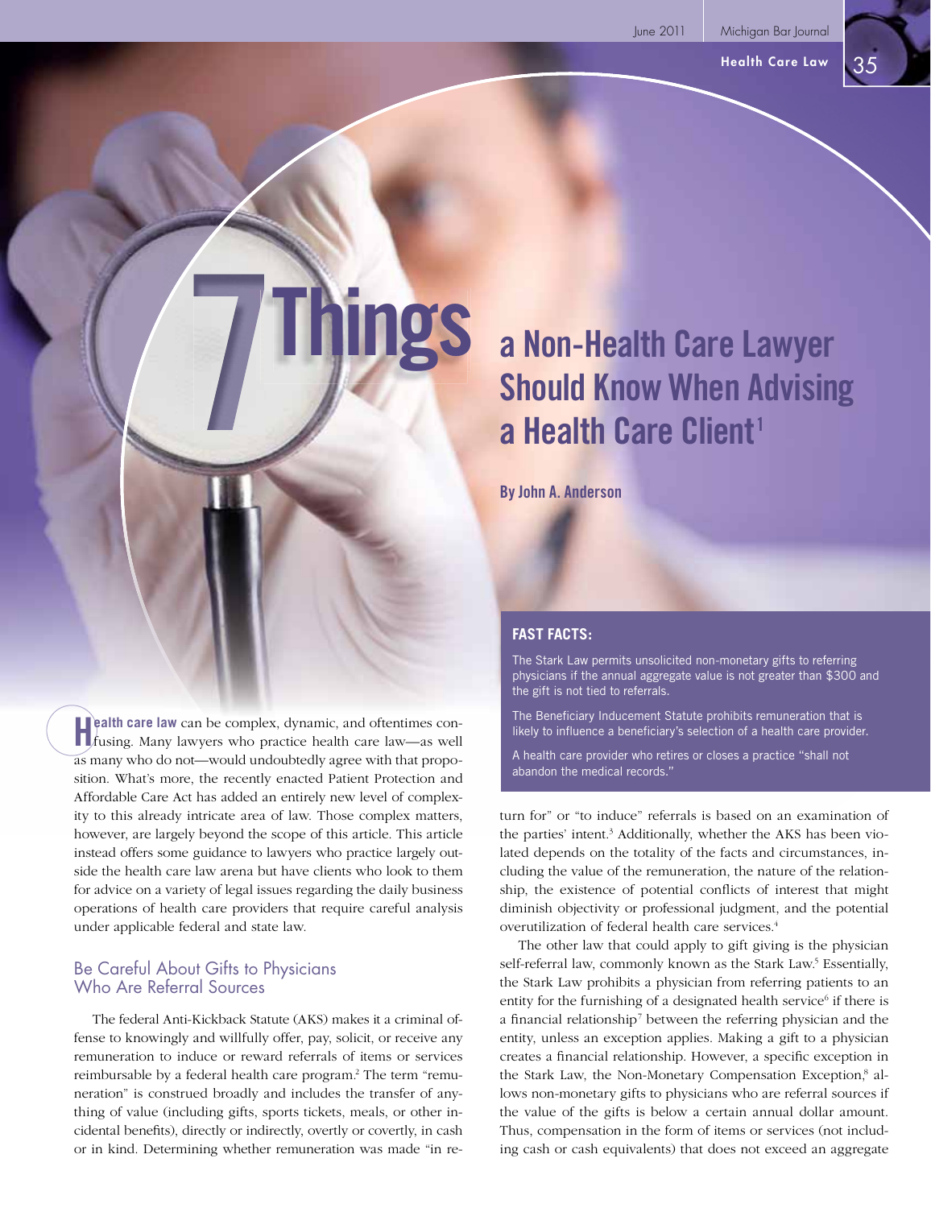# 7 Things a Non-Health Care Lawyer Should Know When Advising a Health Care Client[1]

**By John A. Anderson**

**FAST FACTS:**

The Stark Law permits unsolicited non-monetary gifts to referring physicians if the annual aggregate value is not greater than $300 and the gift is not tied to referrals.

The Beneficiary Inducement Statute prohibits remuneration that is likely to influence a beneficiary's selection of a health care provider.

A health care provider who retires or closes a practice "shall not abandon the medical records."

**Health care law** can be complex, dynamic, and oftentimes confusing. Many lawyers who practice health care law—as well as many who do not—would undoubtedly agree with that proposition. What's more, the recently enacted Patient Protection and Affordable Care Act has added an entirely new level of complexity to this already intricate area of law. Those complex matters, however, are largely beyond the scope of this article. This article instead offers some guidance to lawyers who practice largely outside the health care law arena but have clients who look to them for advice on a variety of legal issues regarding the daily business operations of health care providers that require careful analysis under applicable federal and state law.

## Be Careful About Gifts to Physicians Who Are Referral Sources

The federal Anti-Kickback Statute (AKS) makes it a criminal offense to knowingly and willfully offer, pay, solicit, or receive any remuneration to induce or reward referrals of items or services reimbursable by a federal health care program.[2] The term "remuneration" is construed broadly and includes the transfer of anything of value (including gifts, sports tickets, meals, or other incidental benefits), directly or indirectly, overtly or covertly, in cash or in kind. Determining whether remuneration was made "in return for" or "to induce" referrals is based on an examination of the parties' intent.[3] Additionally, whether the AKS has been violated depends on the totality of the facts and circumstances, including the value of the remuneration, the nature of the relationship, the existence of potential conflicts of interest that might diminish objectivity or professional judgment, and the potential overutilization of federal health care services.[4]

The other law that could apply to gift giving is the physician self-referral law, commonly known as the Stark Law.[5] Essentially, the Stark Law prohibits a physician from referring patients to an entity for the furnishing of a designated health service[6] if there is a financial relationship[7] between the referring physician and the entity, unless an exception applies. Making a gift to a physician creates a financial relationship. However, a specific exception in the Stark Law, the Non-Monetary Compensation Exception,[8] allows non-monetary gifts to physicians who are referral sources if the value of the gifts is below a certain annual dollar amount. Thus, compensation in the form of items or services (not including cash or cash equivalents) that does not exceed an aggregate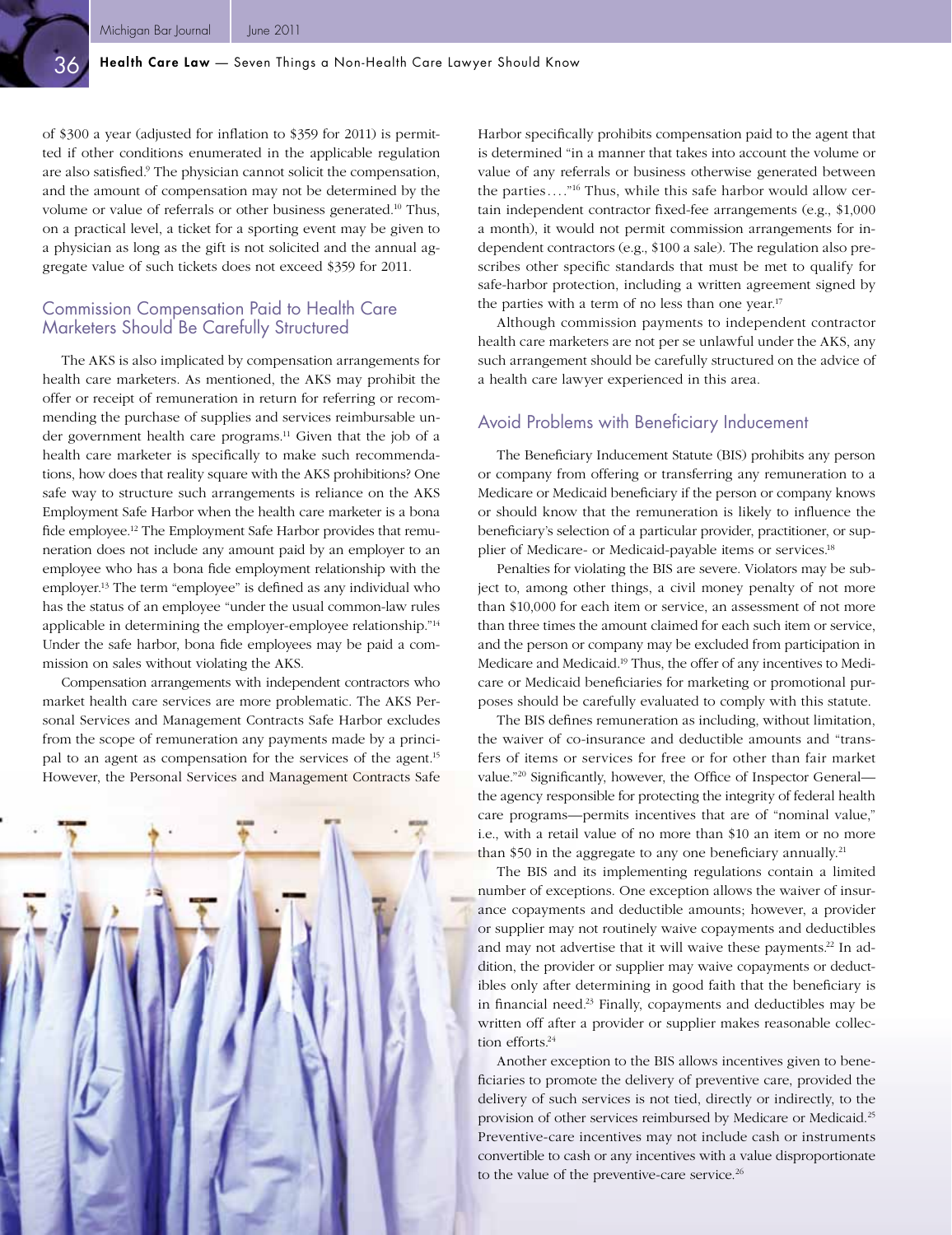of $300 a year (adjusted for inflation to $359 for 2011) is permitted if other conditions enumerated in the applicable regulation are also satisfied.[9] The physician cannot solicit the compensation, and the amount of compensation may not be determined by the volume or value of referrals or other business generated.[10] Thus, on a practical level, a ticket for a sporting event may be given to a physician as long as the gift is not solicited and the annual aggregate value of such tickets does not exceed $359 for 2011.

## Commission Compensation Paid to Health Care Marketers Should Be Carefully Structured

The AKS is also implicated by compensation arrangements for health care marketers. As mentioned, the AKS may prohibit the offer or receipt of remuneration in return for referring or recommending the purchase of supplies and services reimbursable under government health care programs.[11] Given that the job of a health care marketer is specifically to make such recommendations, how does that reality square with the AKS prohibitions? One safe way to structure such arrangements is reliance on the AKS Employment Safe Harbor when the health care marketer is a bona fide employee.[12] The Employment Safe Harbor provides that remuneration does not include any amount paid by an employer to an employee who has a bona fide employment relationship with the employer.[13] The term "employee" is defined as any individual who has the status of an employee "under the usual common-law rules applicable in determining the employer-employee relationship."[14] Under the safe harbor, bona fide employees may be paid a commission on sales without violating the AKS.

Compensation arrangements with independent contractors who market health care services are more problematic. The AKS Personal Services and Management Contracts Safe Harbor excludes from the scope of remuneration any payments made by a principal to an agent as compensation for the services of the agent.[15] However, the Personal Services and Management Contracts Safe Harbor specifically prohibits compensation paid to the agent that is determined "in a manner that takes into account the volume or value of any referrals or business otherwise generated between the parties...."[16] Thus, while this safe harbor would allow certain independent contractor fixed-fee arrangements (e.g., $1,000 a month), it would not permit commission arrangements for independent contractors (e.g., $100 a sale). The regulation also prescribes other specific standards that must be met to qualify for safe-harbor protection, including a written agreement signed by the parties with a term of no less than one year.[17]

Although commission payments to independent contractor health care marketers are not per se unlawful under the AKS, any such arrangement should be carefully structured on the advice of a health care lawyer experienced in this area.

## Avoid Problems with Beneficiary Inducement

The Beneficiary Inducement Statute (BIS) prohibits any person or company from offering or transferring any remuneration to a Medicare or Medicaid beneficiary if the person or company knows or should know that the remuneration is likely to influence the beneficiary's selection of a particular provider, practitioner, or supplier of Medicare- or Medicaid-payable items or services.[18]

Penalties for violating the BIS are severe. Violators may be subject to, among other things, a civil money penalty of not more than $10,000 for each item or service, an assessment of not more than three times the amount claimed for each such item or service, and the person or company may be excluded from participation in Medicare and Medicaid.[19] Thus, the offer of any incentives to Medicare or Medicaid beneficiaries for marketing or promotional purposes should be carefully evaluated to comply with this statute.

The BIS defines remuneration as including, without limitation, the waiver of co-insurance and deductible amounts and "transfers of items or services for free or for other than fair market value."[20] Significantly, however, the Office of Inspector General—the agency responsible for protecting the integrity of federal health care programs—permits incentives that are of "nominal value," i.e., with a retail value of no more than $10 an item or no more than $50 in the aggregate to any one beneficiary annually.[21]

The BIS and its implementing regulations contain a limited number of exceptions. One exception allows the waiver of insurance copayments and deductible amounts; however, a provider or supplier may not routinely waive copayments and deductibles and may not advertise that it will waive these payments.[22] In addition, the provider or supplier may waive copayments or deductibles only after determining in good faith that the beneficiary is in financial need.[23] Finally, copayments and deductibles may be written off after a provider or supplier makes reasonable collection efforts.[24]

Another exception to the BIS allows incentives given to beneficiaries to promote the delivery of preventive care, provided the delivery of such services is not tied, directly or indirectly, to the provision of other services reimbursed by Medicare or Medicaid.[25] Preventive-care incentives may not include cash or instruments convertible to cash or any incentives with a value disproportionate to the value of the preventive-care service.[26]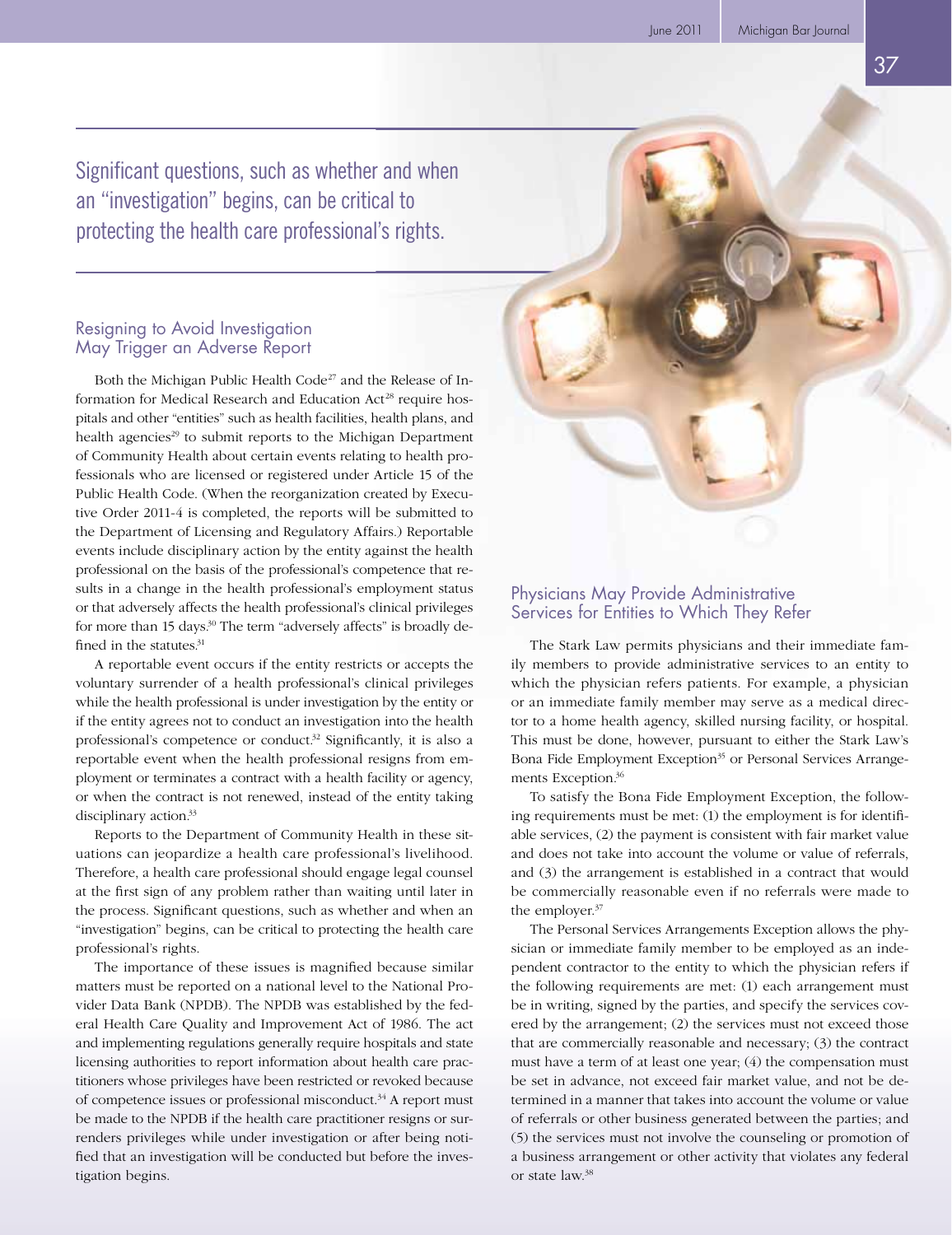Significant questions, such as whether and when an "investigation" begins, can be critical to protecting the health care professional's rights.

## Resigning to Avoid Investigation May Trigger an Adverse Report

Both the Michigan Public Health Code[27] and the Release of Information for Medical Research and Education Act[28] require hospitals and other "entities" such as health facilities, health plans, and health agencies[29] to submit reports to the Michigan Department of Community Health about certain events relating to health professionals who are licensed or registered under Article 15 of the Public Health Code. (When the reorganization created by Executive Order 2011-4 is completed, the reports will be submitted to the Department of Licensing and Regulatory Affairs.) Reportable events include disciplinary action by the entity against the health professional on the basis of the professional's competence that results in a change in the health professional's employment status or that adversely affects the health professional's clinical privileges for more than 15 days.[30] The term "adversely affects" is broadly defined in the statutes.[31]

A reportable event occurs if the entity restricts or accepts the voluntary surrender of a health professional's clinical privileges while the health professional is under investigation by the entity or if the entity agrees not to conduct an investigation into the health professional's competence or conduct.[32] Significantly, it is also a reportable event when the health professional resigns from employment or terminates a contract with a health facility or agency, or when the contract is not renewed, instead of the entity taking disciplinary action.[33]

Reports to the Department of Community Health in these situations can jeopardize a health care professional's livelihood. Therefore, a health care professional should engage legal counsel at the first sign of any problem rather than waiting until later in the process. Significant questions, such as whether and when an "investigation" begins, can be critical to protecting the health care professional's rights.

The importance of these issues is magnified because similar matters must be reported on a national level to the National Provider Data Bank (NPDB). The NPDB was established by the federal Health Care Quality and Improvement Act of 1986. The act and implementing regulations generally require hospitals and state licensing authorities to report information about health care practitioners whose privileges have been restricted or revoked because of competence issues or professional misconduct.[34] A report must be made to the NPDB if the health care practitioner resigns or surrenders privileges while under investigation or after being notified that an investigation will be conducted but before the investigation begins.

## Physicians May Provide Administrative Services for Entities to Which They Refer

The Stark Law permits physicians and their immediate family members to provide administrative services to an entity to which the physician refers patients. For example, a physician or an immediate family member may serve as a medical director to a home health agency, skilled nursing facility, or hospital. This must be done, however, pursuant to either the Stark Law's Bona Fide Employment Exception[35] or Personal Services Arrangements Exception.[36]

To satisfy the Bona Fide Employment Exception, the following requirements must be met: (1) the employment is for identifiable services, (2) the payment is consistent with fair market value and does not take into account the volume or value of referrals, and (3) the arrangement is established in a contract that would be commercially reasonable even if no referrals were made to the employer.[37]

The Personal Services Arrangements Exception allows the physician or immediate family member to be employed as an independent contractor to the entity to which the physician refers if the following requirements are met: (1) each arrangement must be in writing, signed by the parties, and specify the services covered by the arrangement; (2) the services must not exceed those that are commercially reasonable and necessary; (3) the contract must have a term of at least one year; (4) the compensation must be set in advance, not exceed fair market value, and not be determined in a manner that takes into account the volume or value of referrals or other business generated between the parties; and (5) the services must not involve the counseling or promotion of a business arrangement or other activity that violates any federal or state law.[38]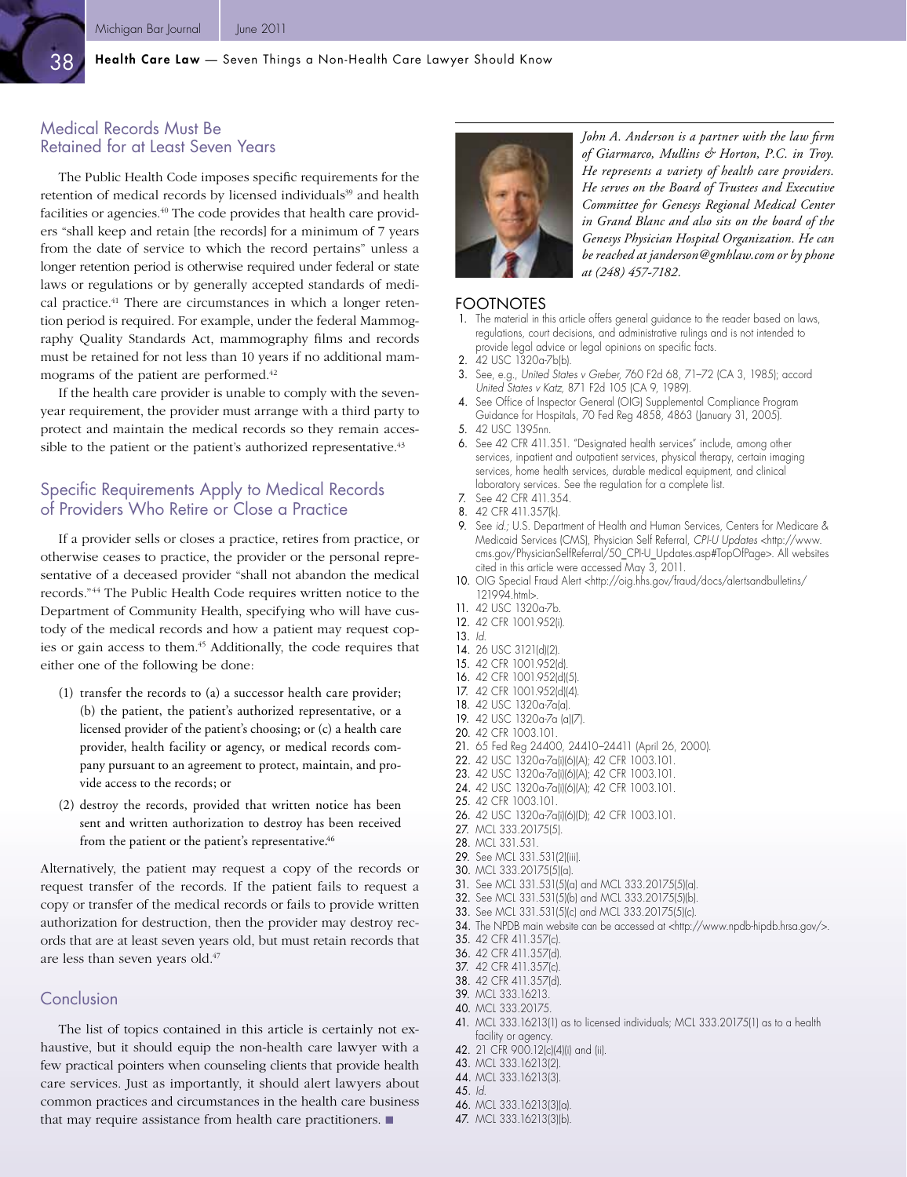## Medical Records Must Be Retained for at Least Seven Years

The Public Health Code imposes specific requirements for the retention of medical records by licensed individuals[39] and health facilities or agencies.[40] The code provides that health care providers "shall keep and retain [the records] for a minimum of 7 years from the date of service to which the record pertains" unless a longer retention period is otherwise required under federal or state laws or regulations or by generally accepted standards of medical practice.[41] There are circumstances in which a longer retention period is required. For example, under the federal Mammography Quality Standards Act, mammography films and records must be retained for not less than 10 years if no additional mammograms of the patient are performed.[42]

If the health care provider is unable to comply with the seven-year requirement, the provider must arrange with a third party to protect and maintain the medical records so they remain accessible to the patient or the patient's authorized representative.[43]

## Specific Requirements Apply to Medical Records of Providers Who Retire or Close a Practice

If a provider sells or closes a practice, retires from practice, or otherwise ceases to practice, the provider or the personal representative of a deceased provider "shall not abandon the medical records."[44] The Public Health Code requires written notice to the Department of Community Health, specifying who will have custody of the medical records and how a patient may request copies or gain access to them.[45] Additionally, the code requires that either one of the following be done:

(1) transfer the records to (a) a successor health care provider; (b) the patient, the patient's authorized representative, or a licensed provider of the patient's choosing; or (c) a health care provider, health facility or agency, or medical records company pursuant to an agreement to protect, maintain, and provide access to the records; or

(2) destroy the records, provided that written notice has been sent and written authorization to destroy has been received from the patient or the patient's representative.[46]

Alternatively, the patient may request a copy of the records or request transfer of the records. If the patient fails to request a copy or transfer of the medical records or fails to provide written authorization for destruction, then the provider may destroy records that are at least seven years old, but must retain records that are less than seven years old.[47]

## Conclusion

The list of topics contained in this article is certainly not exhaustive, but it should equip the non-health care lawyer with a few practical pointers when counseling clients that provide health care services. Just as importantly, it should alert lawyers about common practices and circumstances in the health care business that may require assistance from health care practitioners. ■

*John A. Anderson is a partner with the law firm of Giarmarco, Mullins & Horton, P.C. in Troy. He represents a variety of health care providers. He serves on the Board of Trustees and Executive Committee for Genesys Regional Medical Center in Grand Blanc and also sits on the board of the Genesys Physician Hospital Organization. He can be reached at janderson@gmhlaw.com or by phone at (248) 457-7182.*

## FOOTNOTES

1. The material in this article offers general guidance to the reader based on laws, regulations, court decisions, and administrative rulings and is not intended to provide legal advice or legal opinions on specific facts.
2. 42 USC 1320a-7b(b).
3. See, e.g., *United States v Greber,* 760 F2d 68, 71–72 (CA 3, 1985); accord *United States v Katz,* 871 F2d 105 (CA 9, 1989).
4. See Office of Inspector General (OIG) Supplemental Compliance Program Guidance for Hospitals, 70 Fed Reg 4858, 4863 (January 31, 2005).
5. 42 USC 1395nn.
6. See 42 CFR 411.351. "Designated health services" include, among other services, inpatient and outpatient services, physical therapy, certain imaging services, home health services, durable medical equipment, and clinical laboratory services. See the regulation for a complete list.
7. See 42 CFR 411.354.
8. 42 CFR 411.357(k).
9. See *id.;* U.S. Department of Health and Human Services, Centers for Medicare & Medicaid Services (CMS), Physician Self Referral, *CPI-U Updates* <http://www.cms.gov/PhysicianSelfReferral/50_CPI-U_Updates.asp#TopOfPage>. All websites cited in this article were accessed May 3, 2011.
10. OIG Special Fraud Alert <http://oig.hhs.gov/fraud/docs/alertsandbulletins/121994.html>.
11. 42 USC 1320a-7b.
12. 42 CFR 1001.952(i).
13. *Id.*
14. 26 USC 3121(d)(2).
15. 42 CFR 1001.952(d).
16. 42 CFR 1001.952(d)(5).
17. 42 CFR 1001.952(d)(4).
18. 42 USC 1320a-7a(a).
19. 42 USC 1320a-7a (a)(7).
20. 42 CFR 1003.101.
21. 65 Fed Reg 24400, 24410–24411 (April 26, 2000).
22. 42 USC 1320a-7a(i)(6)(A); 42 CFR 1003.101.
23. 42 USC 1320a-7a(i)(6)(A); 42 CFR 1003.101.
24. 42 USC 1320a-7a(i)(6)(A); 42 CFR 1003.101.
25. 42 CFR 1003.101.
26. 42 USC 1320a-7a(i)(6)(D); 42 CFR 1003.101.
27. MCL 333.20175(5).
28. MCL 331.531.
29. See MCL 331.531(2)(iii).
30. MCL 333.20175(5)(a).
31. See MCL 331.531(5)(a) and MCL 333.20175(5)(a).
32. See MCL 331.531(5)(b) and MCL 333.20175(5)(b).
33. See MCL 331.531(5)(c) and MCL 333.20175(5)(c).
34. The NPDB main website can be accessed at <http://www.npdb-hipdb.hrsa.gov/>.
35. 42 CFR 411.357(c).
36. 42 CFR 411.357(d).
37. 42 CFR 411.357(c).
38. 42 CFR 411.357(d).
39. MCL 333.16213.
40. MCL 333.20175.
41. MCL 333.16213(1) as to licensed individuals; MCL 333.20175(1) as to a health facility or agency.
42. 21 CFR 900.12(c)(4)(i) and (ii).
43. MCL 333.16213(2).
44. MCL 333.16213(3).
45. *Id.*
46. MCL 333.16213(3)(a).
47. MCL 333.16213(3)(b).